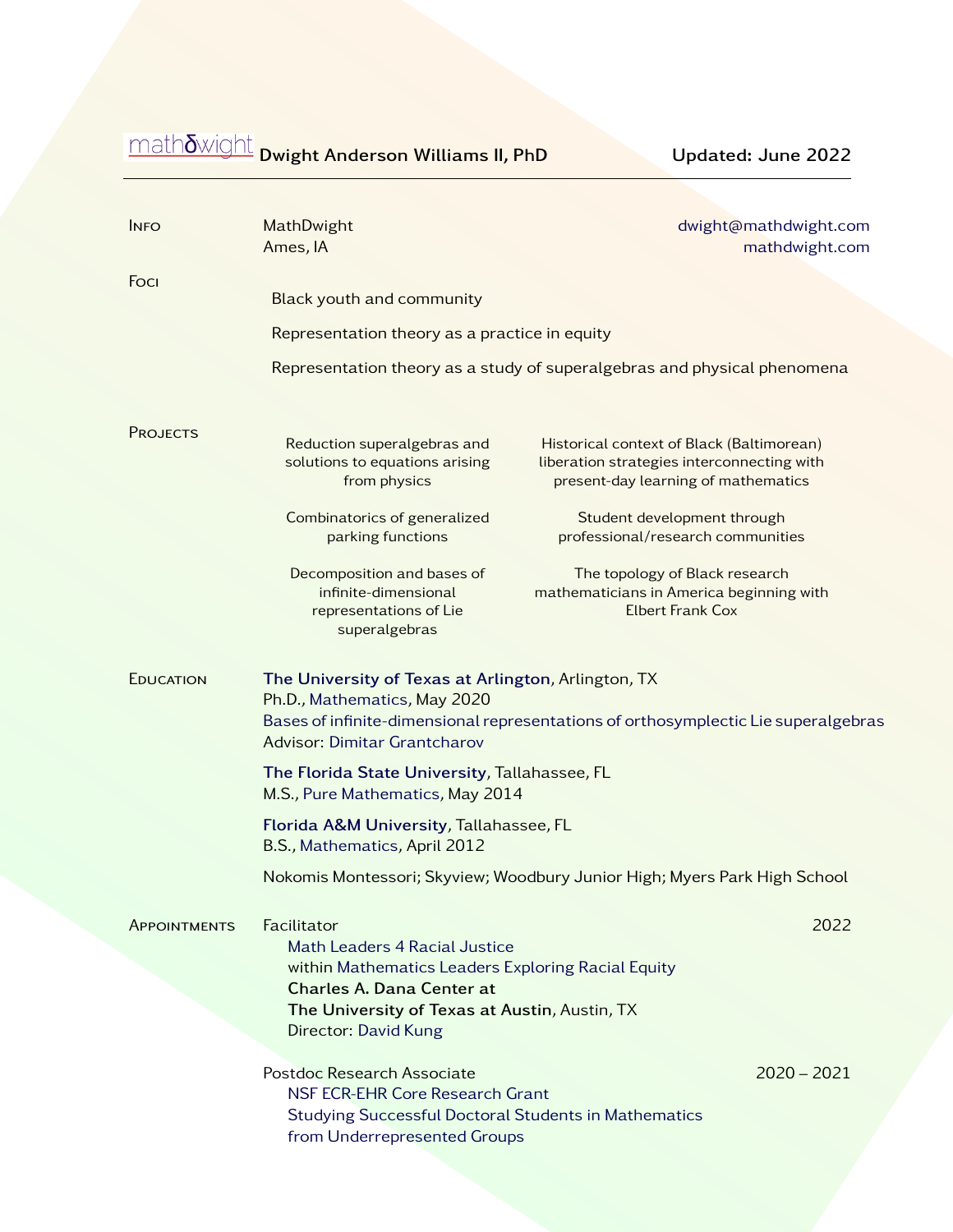mathδwight **Dwight Anderson Williams II, PhD** **Updated: June 2022**

---

## Info

MathDwight
Ames, IA

dwight@mathdwight.com
mathdwight.com

## Foci

Black youth and community

Representation theory as a practice in equity

Representation theory as a study of superalgebras and physical phenomena

## Projects

Reduction superalgebras and solutions to equations arising from physics

Combinatorics of generalized parking functions

Decomposition and bases of infinite-dimensional representations of Lie superalgebras

Historical context of Black (Baltimorean) liberation strategies interconnecting with present-day learning of mathematics

Student development through professional/research communities

The topology of Black research mathematicians in America beginning with Elbert Frank Cox

## Education

**The University of Texas at Arlington**, Arlington, TX
Ph.D., Mathematics, May 2020
Bases of infinite-dimensional representations of orthosymplectic Lie superalgebras
Advisor: Dimitar Grantcharov

**The Florida State University**, Tallahassee, FL
M.S., Pure Mathematics, May 2014

**Florida A&M University**, Tallahassee, FL
B.S., Mathematics, April 2012

Nokomis Montessori; Skyview; Woodbury Junior High; Myers Park High School

## Appointments

Facilitator — 2022
Math Leaders 4 Racial Justice
within Mathematics Leaders Exploring Racial Equity
**Charles A. Dana Center at**
**The University of Texas at Austin**, Austin, TX
Director: David Kung

Postdoc Research Associate — 2020 – 2021
NSF ECR-EHR Core Research Grant
Studying Successful Doctoral Students in Mathematics
from Underrepresented Groups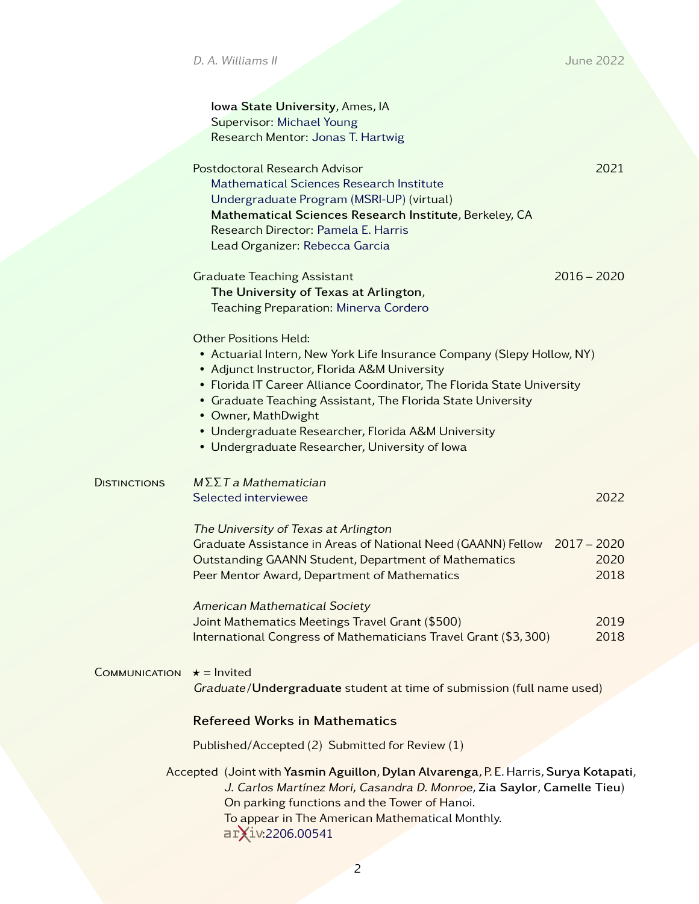**Iowa State University**, Ames, IA
Supervisor: Michael Young
Research Mentor: Jonas T. Hartwig

Postdoctoral Research Advisor — 2021
Mathematical Sciences Research Institute
Undergraduate Program (MSRI-UP) (virtual)
**Mathematical Sciences Research Institute**, Berkeley, CA
Research Director: Pamela E. Harris
Lead Organizer: Rebecca Garcia

Graduate Teaching Assistant — 2016 – 2020
**The University of Texas at Arlington**,
Teaching Preparation: Minerva Cordero

Other Positions Held:

- Actuarial Intern, New York Life Insurance Company (Slepy Hollow, NY)
- Adjunct Instructor, Florida A&M University
- Florida IT Career Alliance Coordinator, The Florida State University
- Graduate Teaching Assistant, The Florida State University
- Owner, MathDwight
- Undergraduate Researcher, Florida A&M University
- Undergraduate Researcher, University of Iowa

## Distinctions

*MΣΣT a Mathematician*
Selected interviewee — 2022

*The University of Texas at Arlington*
Graduate Assistance in Areas of National Need (GAANN) Fellow — 2017 – 2020
Outstanding GAANN Student, Department of Mathematics — 2020
Peer Mentor Award, Department of Mathematics — 2018

*American Mathematical Society*
Joint Mathematics Meetings Travel Grant ($500) — 2019
International Congress of Mathematicians Travel Grant ($3,300) — 2018

## Communication

⋆ = Invited
*Graduate*/**Undergraduate** student at time of submission (full name used)

### Refereed Works in Mathematics

Published/Accepted (2) Submitted for Review (1)

Accepted (Joint with **Yasmin Aguillon**, **Dylan Alvarenga**, P. E. Harris, **Surya Kotapati**, *J. Carlos Martínez Mori*, *Casandra D. Monroe*, **Zia Saylor**, **Camelle Tieu**)
On parking functions and the Tower of Hanoi.
To appear in The American Mathematical Monthly.
arXiv:2206.00541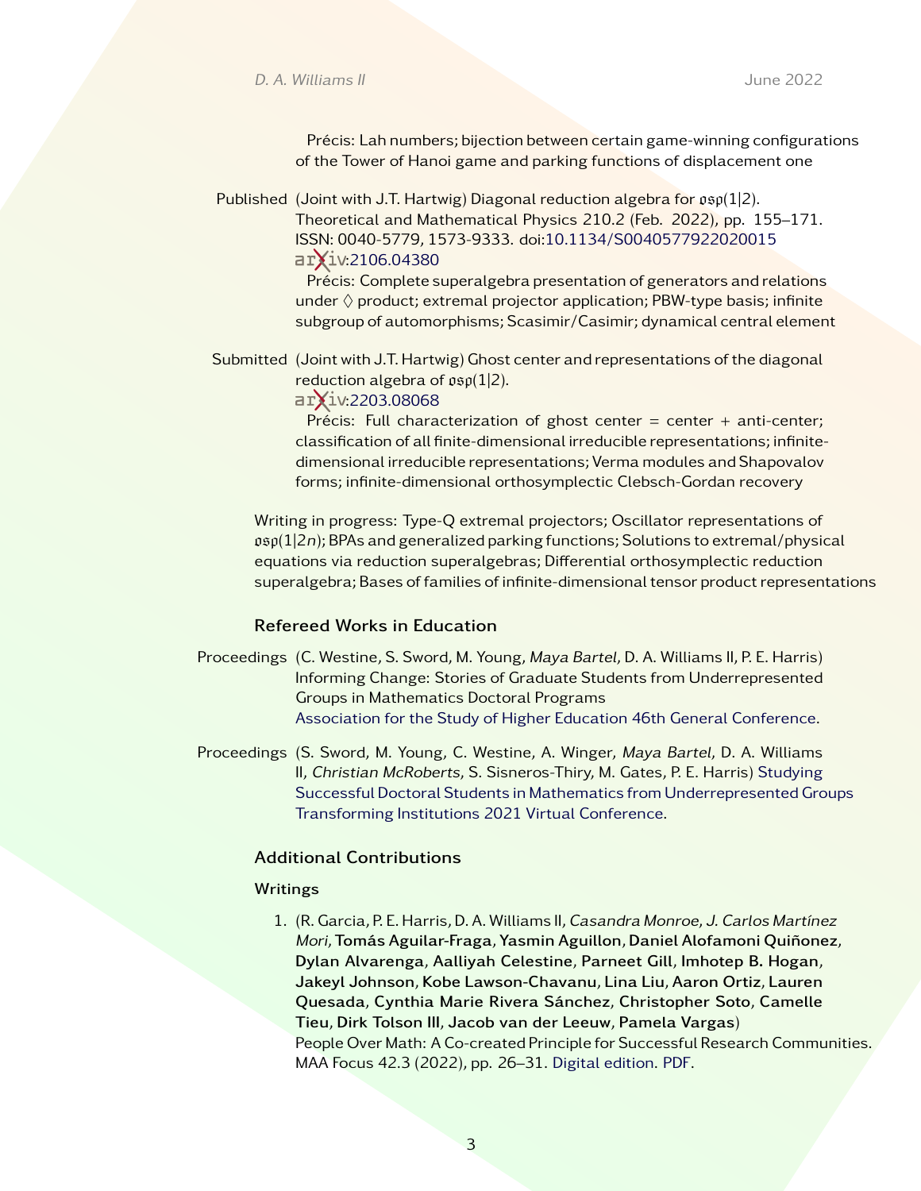Précis: Lah numbers; bijection between certain game-winning configurations of the Tower of Hanoi game and parking functions of displacement one

Published (Joint with J.T. Hartwig) Diagonal reduction algebra for $\mathfrak{osp}(1|2)$. Theoretical and Mathematical Physics 210.2 (Feb. 2022), pp. 155–171. ISSN: 0040-5779, 1573-9333. doi:10.1134/S0040577922020015
arXiv:2106.04380
Précis: Complete superalgebra presentation of generators and relations under $\lozenge$ product; extremal projector application; PBW-type basis; infinite subgroup of automorphisms; Scasimir/Casimir; dynamical central element

Submitted (Joint with J.T. Hartwig) Ghost center and representations of the diagonal reduction algebra of $\mathfrak{osp}(1|2)$.
arXiv:2203.08068
Précis: Full characterization of ghost center = center + anti-center; classification of all finite-dimensional irreducible representations; infinite-dimensional irreducible representations; Verma modules and Shapovalov forms; infinite-dimensional orthosymplectic Clebsch-Gordan recovery

Writing in progress: Type-Q extremal projectors; Oscillator representations of $\mathfrak{osp}(1|2n)$; BPAs and generalized parking functions; Solutions to extremal/physical equations via reduction superalgebras; Differential orthosymplectic reduction superalgebra; Bases of families of infinite-dimensional tensor product representations

### Refereed Works in Education

Proceedings (C. Westine, S. Sword, M. Young, *Maya Bartel*, D. A. Williams II, P. E. Harris) Informing Change: Stories of Graduate Students from Underrepresented Groups in Mathematics Doctoral Programs
Association for the Study of Higher Education 46th General Conference.

Proceedings (S. Sword, M. Young, C. Westine, A. Winger, *Maya Bartel*, D. A. Williams II, *Christian McRoberts*, S. Sisneros-Thiry, M. Gates, P. E. Harris) Studying Successful Doctoral Students in Mathematics from Underrepresented Groups Transforming Institutions 2021 Virtual Conference.

### Additional Contributions

#### Writings

1. (R. Garcia, P. E. Harris, D. A. Williams II, *Casandra Monroe*, *J. Carlos Martínez Mori*, **Tomás Aguilar-Fraga**, **Yasmin Aguillon**, **Daniel Alofamoni Quiñonez**, **Dylan Alvarenga**, **Aalliyah Celestine**, **Parneet Gill**, **Imhotep B. Hogan**, **Jakeyl Johnson**, **Kobe Lawson-Chavanu**, **Lina Liu**, **Aaron Ortiz**, **Lauren Quesada**, **Cynthia Marie Rivera Sánchez**, **Christopher Soto**, **Camelle Tieu**, **Dirk Tolson III**, **Jacob van der Leeuw**, **Pamela Vargas**)
People Over Math: A Co-created Principle for Successful Research Communities. MAA Focus 42.3 (2022), pp. 26–31. Digital edition. PDF.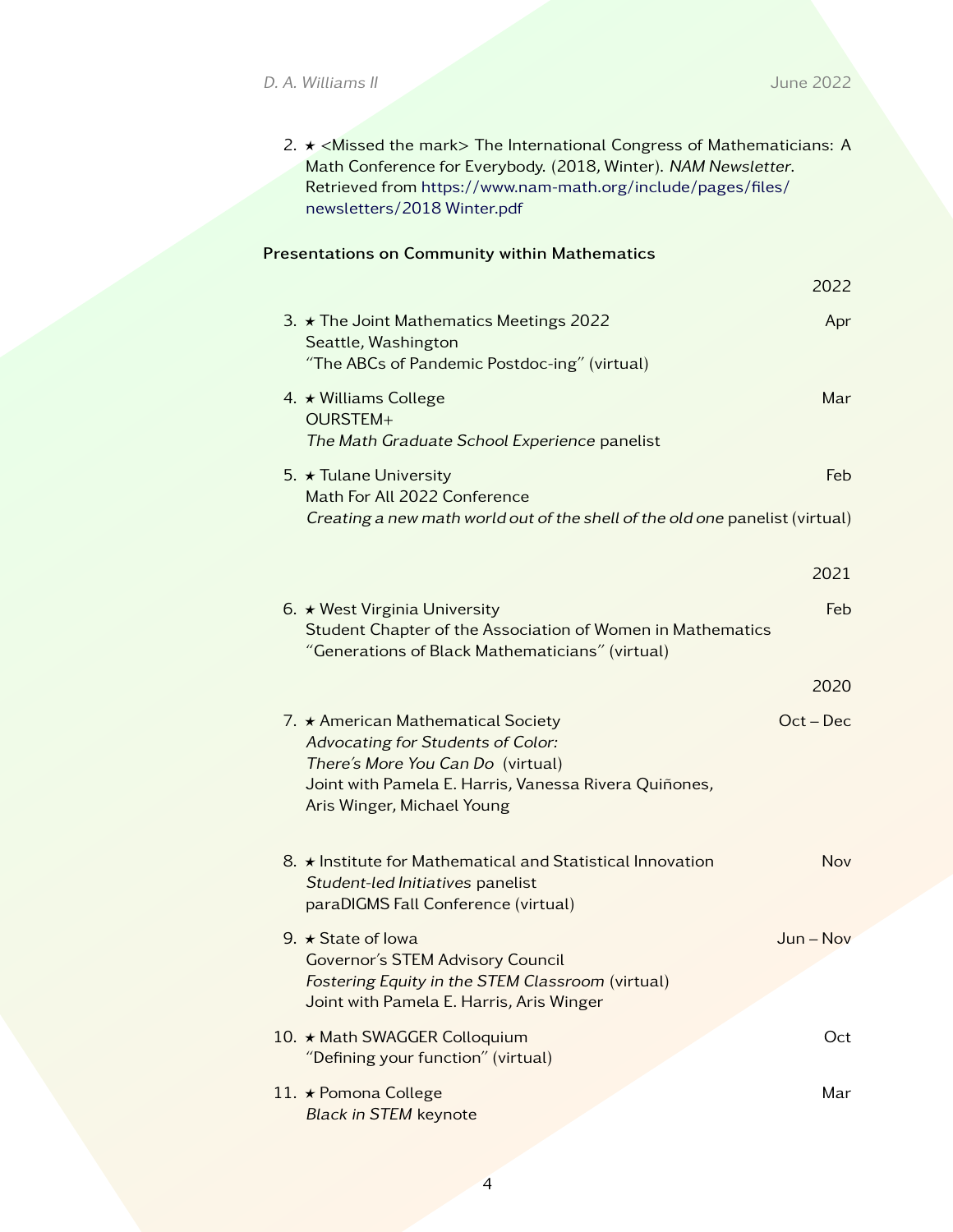2. ★ <Missed the mark> The International Congress of Mathematicians: A Math Conference for Everybody. (2018, Winter). *NAM Newsletter*. Retrieved from https://www.nam-math.org/include/pages/files/newsletters/2018 Winter.pdf

**Presentations on Community within Mathematics**

**2022**

3. ★ The Joint Mathematics Meetings 2022 — Apr
   Seattle, Washington
   "The ABCs of Pandemic Postdoc-ing" (virtual)

4. ★ Williams College — Mar
   OURSTEM+
   *The Math Graduate School Experience* panelist

5. ★ Tulane University — Feb
   Math For All 2022 Conference
   *Creating a new math world out of the shell of the old one* panelist (virtual)

**2021**

6. ★ West Virginia University — Feb
   Student Chapter of the Association of Women in Mathematics
   "Generations of Black Mathematicians" (virtual)

**2020**

7. ★ American Mathematical Society — Oct – Dec
   *Advocating for Students of Color:*
   *There's More You Can Do* (virtual)
   Joint with Pamela E. Harris, Vanessa Rivera Quiñones, Aris Winger, Michael Young

8. ★ Institute for Mathematical and Statistical Innovation — Nov
   *Student-led Initiatives* panelist
   paraDIGMS Fall Conference (virtual)

9. ★ State of Iowa — Jun – Nov
   Governor's STEM Advisory Council
   *Fostering Equity in the STEM Classroom* (virtual)
   Joint with Pamela E. Harris, Aris Winger

10. ★ Math SWAGGER Colloquium — Oct
    "Defining your function" (virtual)

11. ★ Pomona College — Mar
    *Black in STEM* keynote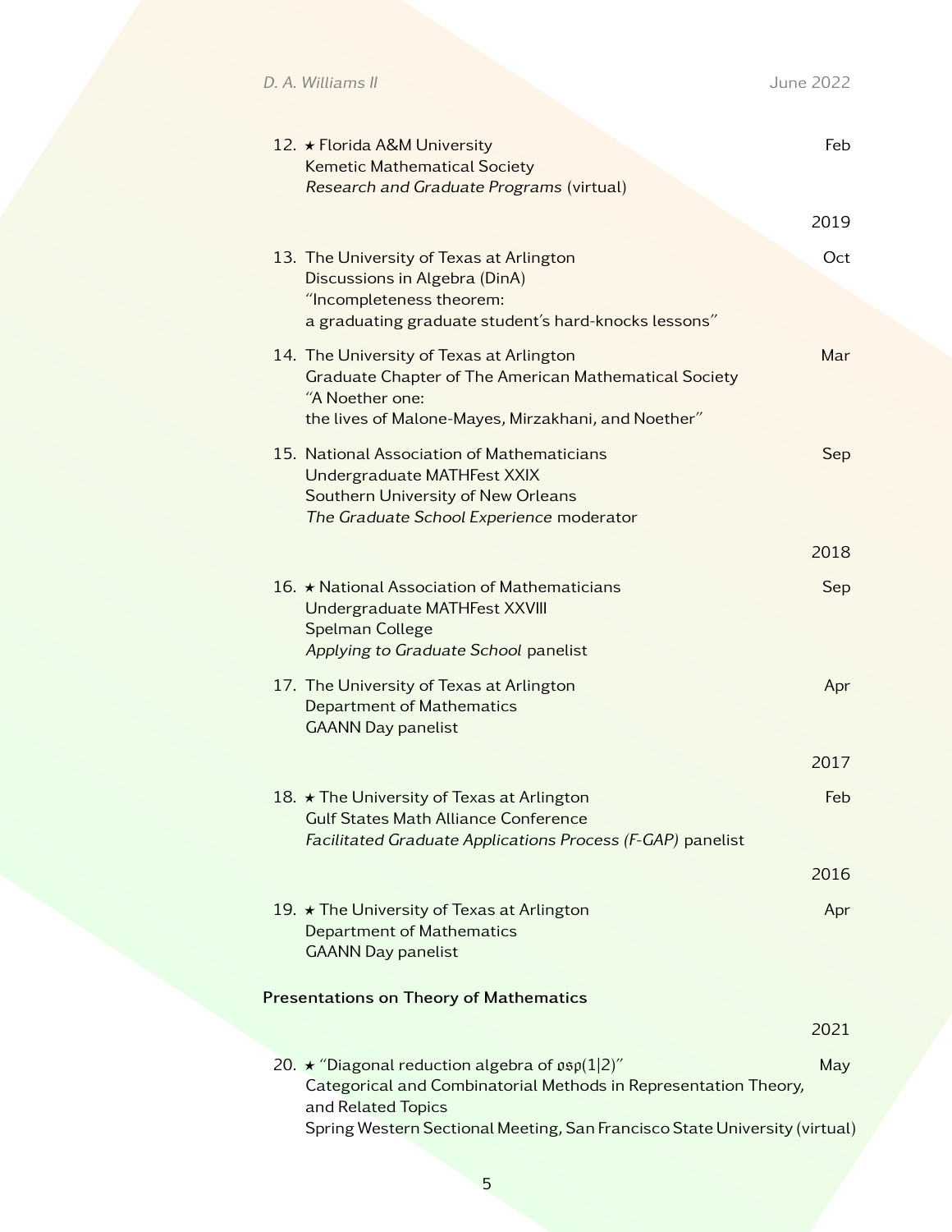12. ★ Florida A&M University — Feb
    Kemetic Mathematical Society
    *Research and Graduate Programs* (virtual)

**2019**

13. The University of Texas at Arlington — Oct
    Discussions in Algebra (DinA)
    "Incompleteness theorem:
    a graduating graduate student's hard-knocks lessons"

14. The University of Texas at Arlington — Mar
    Graduate Chapter of The American Mathematical Society
    "A Noether one:
    the lives of Malone-Mayes, Mirzakhani, and Noether"

15. National Association of Mathematicians — Sep
    Undergraduate MATHFest XXIX
    Southern University of New Orleans
    *The Graduate School Experience* moderator

**2018**

16. ★ National Association of Mathematicians — Sep
    Undergraduate MATHFest XXVIII
    Spelman College
    *Applying to Graduate School* panelist

17. The University of Texas at Arlington — Apr
    Department of Mathematics
    GAANN Day panelist

**2017**

18. ★ The University of Texas at Arlington — Feb
    Gulf States Math Alliance Conference
    *Facilitated Graduate Applications Process (F-GAP)* panelist

**2016**

19. ★ The University of Texas at Arlington — Apr
    Department of Mathematics
    GAANN Day panelist

### Presentations on Theory of Mathematics

**2021**

20. ★ "Diagonal reduction algebra of $\mathfrak{osp}(1|2)$" — May
    Categorical and Combinatorial Methods in Representation Theory, and Related Topics
    Spring Western Sectional Meeting, San Francisco State University (virtual)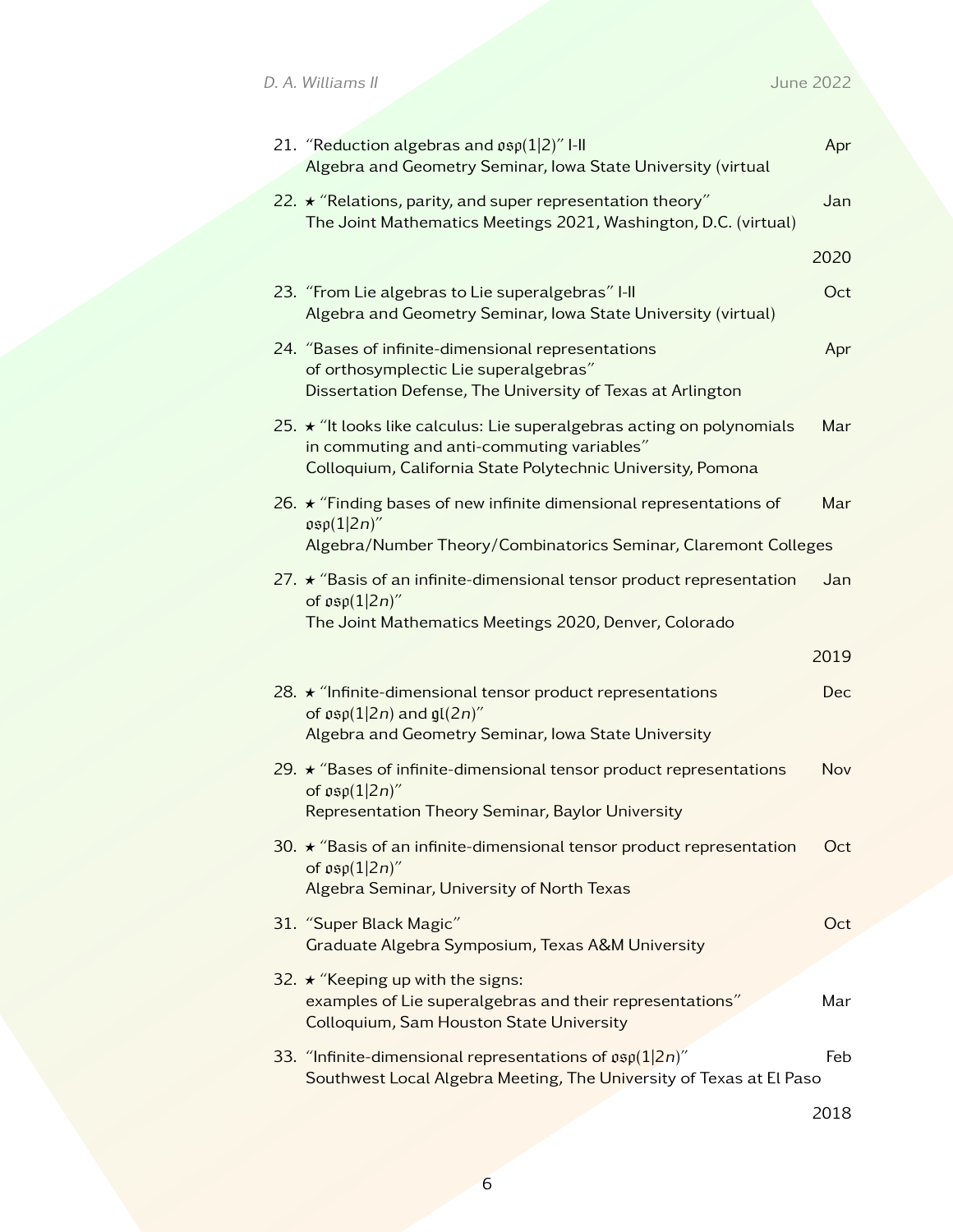21. "Reduction algebras and $\mathfrak{osp}(1|2)$" I-II — Apr
    Algebra and Geometry Seminar, Iowa State University (virtual

22. ⋆ "Relations, parity, and super representation theory" — Jan
    The Joint Mathematics Meetings 2021, Washington, D.C. (virtual)

**2020**

23. "From Lie algebras to Lie superalgebras" I-II — Oct
    Algebra and Geometry Seminar, Iowa State University (virtual)

24. "Bases of infinite-dimensional representations of orthosymplectic Lie superalgebras" — Apr
    Dissertation Defense, The University of Texas at Arlington

25. ⋆ "It looks like calculus: Lie superalgebras acting on polynomials in commuting and anti-commuting variables" — Mar
    Colloquium, California State Polytechnic University, Pomona

26. ⋆ "Finding bases of new infinite dimensional representations of $\mathfrak{osp}(1|2n)$" — Mar
    Algebra/Number Theory/Combinatorics Seminar, Claremont Colleges

27. ⋆ "Basis of an infinite-dimensional tensor product representation of $\mathfrak{osp}(1|2n)$" — Jan
    The Joint Mathematics Meetings 2020, Denver, Colorado

**2019**

28. ⋆ "Infinite-dimensional tensor product representations of $\mathfrak{osp}(1|2n)$ and $\mathfrak{gl}(2n)$" — Dec
    Algebra and Geometry Seminar, Iowa State University

29. ⋆ "Bases of infinite-dimensional tensor product representations of $\mathfrak{osp}(1|2n)$" — Nov
    Representation Theory Seminar, Baylor University

30. ⋆ "Basis of an infinite-dimensional tensor product representation of $\mathfrak{osp}(1|2n)$" — Oct
    Algebra Seminar, University of North Texas

31. "Super Black Magic" — Oct
    Graduate Algebra Symposium, Texas A&M University

32. ⋆ "Keeping up with the signs: examples of Lie superalgebras and their representations" — Mar
    Colloquium, Sam Houston State University

33. "Infinite-dimensional representations of $\mathfrak{osp}(1|2n)$" — Feb
    Southwest Local Algebra Meeting, The University of Texas at El Paso

**2018**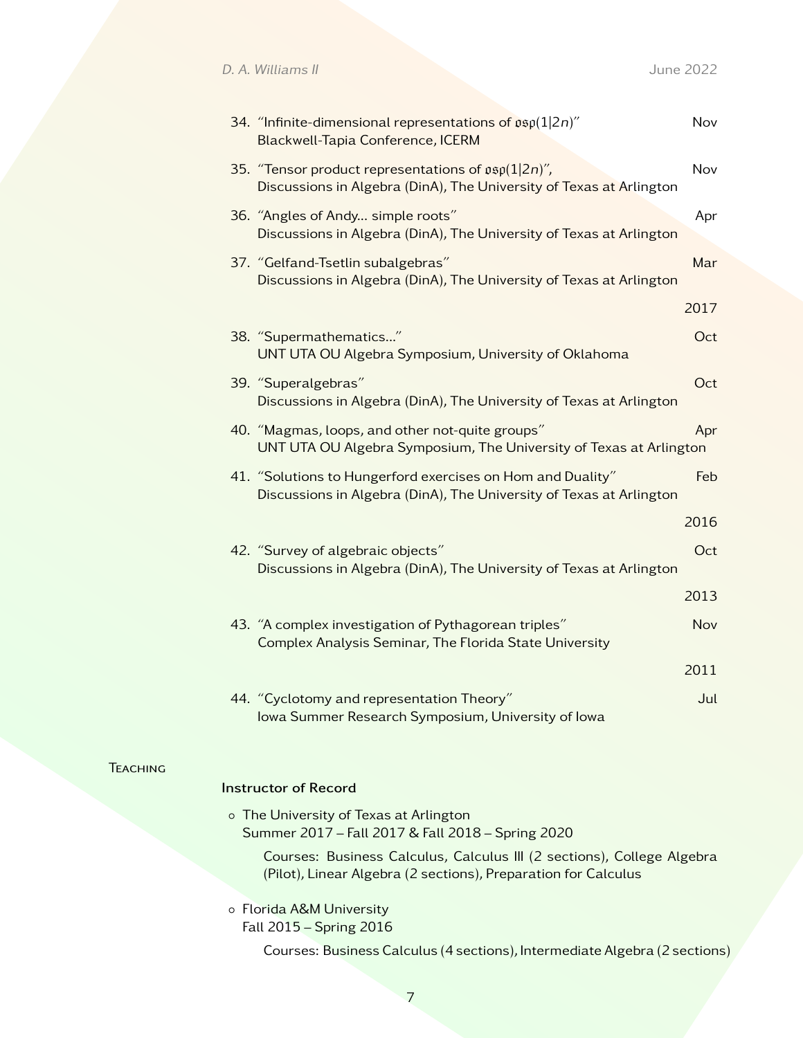34. "Infinite-dimensional representations of $\mathfrak{osp}(1|2n)$" — Nov
    Blackwell-Tapia Conference, ICERM

35. "Tensor product representations of $\mathfrak{osp}(1|2n)$", — Nov
    Discussions in Algebra (DinA), The University of Texas at Arlington

36. "Angles of Andy... simple roots" — Apr
    Discussions in Algebra (DinA), The University of Texas at Arlington

37. "Gelfand-Tsetlin subalgebras" — Mar
    Discussions in Algebra (DinA), The University of Texas at Arlington

**2017**

38. "Supermathematics..." — Oct
    UNT UTA OU Algebra Symposium, University of Oklahoma

39. "Superalgebras" — Oct
    Discussions in Algebra (DinA), The University of Texas at Arlington

40. "Magmas, loops, and other not-quite groups" — Apr
    UNT UTA OU Algebra Symposium, The University of Texas at Arlington

41. "Solutions to Hungerford exercises on Hom and Duality" — Feb
    Discussions in Algebra (DinA), The University of Texas at Arlington

**2016**

42. "Survey of algebraic objects" — Oct
    Discussions in Algebra (DinA), The University of Texas at Arlington

**2013**

43. "A complex investigation of Pythagorean triples" — Nov
    Complex Analysis Seminar, The Florida State University

**2011**

44. "Cyclotomy and representation Theory" — Jul
    Iowa Summer Research Symposium, University of Iowa

## Teaching

### Instructor of Record

- The University of Texas at Arlington
  Summer 2017 – Fall 2017 & Fall 2018 – Spring 2020

  Courses: Business Calculus, Calculus III (2 sections), College Algebra (Pilot), Linear Algebra (2 sections), Preparation for Calculus

- Florida A&M University
  Fall 2015 – Spring 2016

  Courses: Business Calculus (4 sections), Intermediate Algebra (2 sections)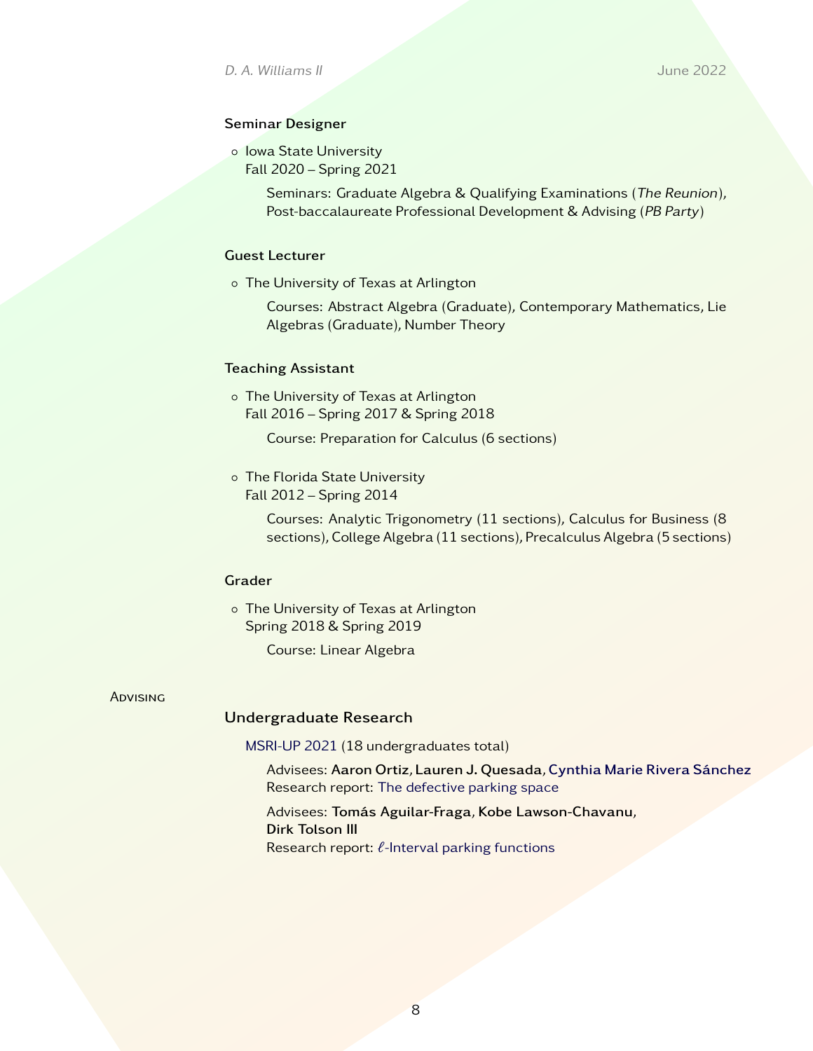### Seminar Designer

- Iowa State University
  Fall 2020 – Spring 2021

  Seminars: Graduate Algebra & Qualifying Examinations (*The Reunion*), Post-baccalaureate Professional Development & Advising (*PB Party*)

### Guest Lecturer

- The University of Texas at Arlington

  Courses: Abstract Algebra (Graduate), Contemporary Mathematics, Lie Algebras (Graduate), Number Theory

### Teaching Assistant

- The University of Texas at Arlington
  Fall 2016 – Spring 2017 & Spring 2018

  Course: Preparation for Calculus (6 sections)

- The Florida State University
  Fall 2012 – Spring 2014

  Courses: Analytic Trigonometry (11 sections), Calculus for Business (8 sections), College Algebra (11 sections), Precalculus Algebra (5 sections)

### Grader

- The University of Texas at Arlington
  Spring 2018 & Spring 2019

  Course: Linear Algebra

## Advising

### Undergraduate Research

MSRI-UP 2021 (18 undergraduates total)

Advisees: **Aaron Ortiz**, **Lauren J. Quesada**, **Cynthia Marie Rivera Sánchez**
Research report: The defective parking space

Advisees: **Tomás Aguilar-Fraga**, **Kobe Lawson-Chavanu**, **Dirk Tolson III**
Research report: $\ell$-Interval parking functions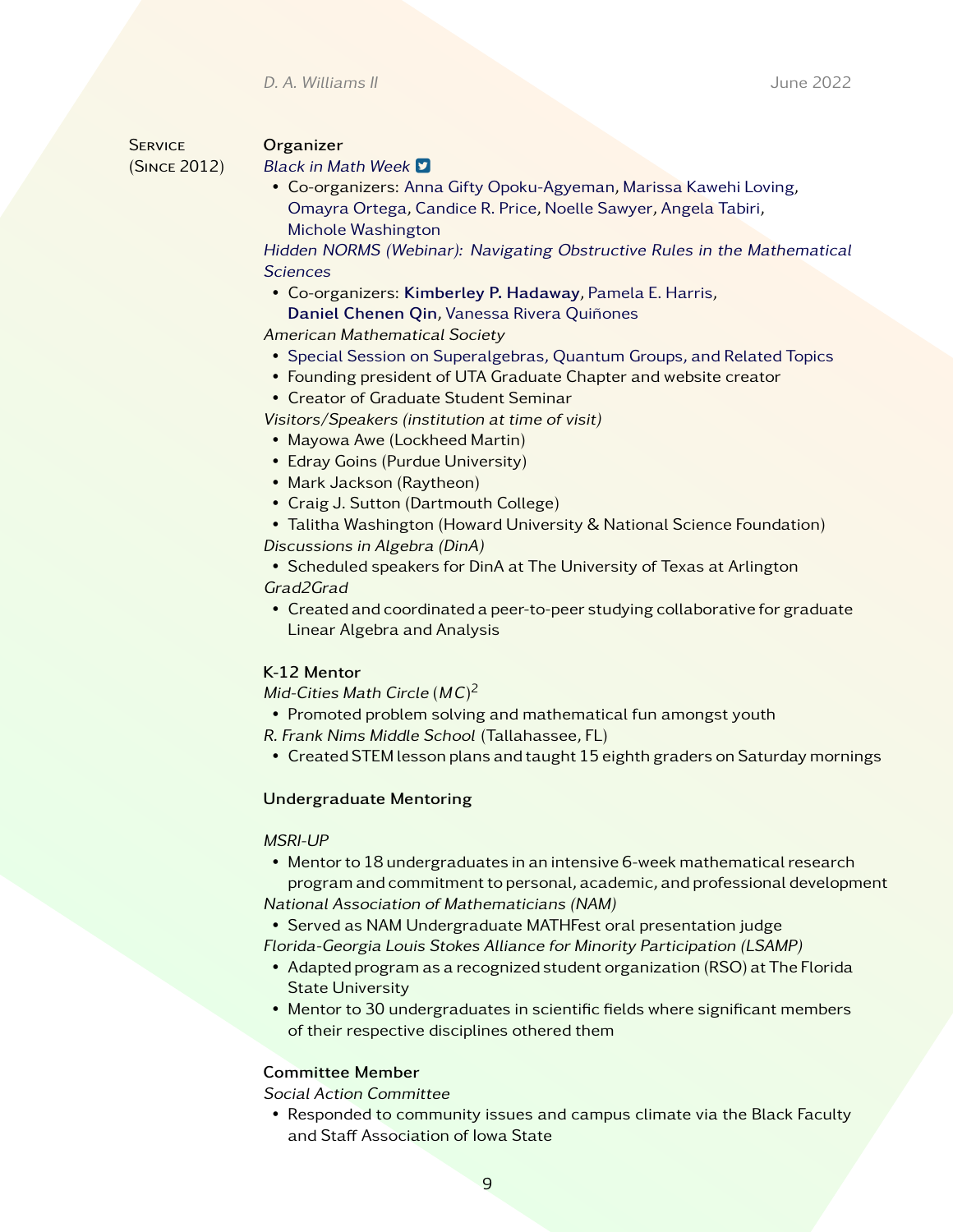## Service (Since 2012)

### Organizer

*Black in Math Week*

- Co-organizers: Anna Gifty Opoku-Agyeman, Marissa Kawehi Loving, Omayra Ortega, Candice R. Price, Noelle Sawyer, Angela Tabiri, Michole Washington

*Hidden NORMS (Webinar): Navigating Obstructive Rules in the Mathematical Sciences*

- Co-organizers: **Kimberley P. Hadaway**, Pamela E. Harris, **Daniel Chenen Qin**, Vanessa Rivera Quiñones

*American Mathematical Society*

- Special Session on Superalgebras, Quantum Groups, and Related Topics
- Founding president of UTA Graduate Chapter and website creator
- Creator of Graduate Student Seminar

*Visitors/Speakers (institution at time of visit)*

- Mayowa Awe (Lockheed Martin)
- Edray Goins (Purdue University)
- Mark Jackson (Raytheon)
- Craig J. Sutton (Dartmouth College)
- Talitha Washington (Howard University & National Science Foundation)

*Discussions in Algebra (DinA)*

- Scheduled speakers for DinA at The University of Texas at Arlington

*Grad2Grad*

- Created and coordinated a peer-to-peer studying collaborative for graduate Linear Algebra and Analysis

### K-12 Mentor

*Mid-Cities Math Circle* $(MC)^2$

- Promoted problem solving and mathematical fun amongst youth

*R. Frank Nims Middle School* (Tallahassee, FL)

- Created STEM lesson plans and taught 15 eighth graders on Saturday mornings

### Undergraduate Mentoring

*MSRI-UP*

- Mentor to 18 undergraduates in an intensive 6-week mathematical research program and commitment to personal, academic, and professional development

*National Association of Mathematicians (NAM)*

- Served as NAM Undergraduate MATHFest oral presentation judge

*Florida-Georgia Louis Stokes Alliance for Minority Participation (LSAMP)*

- Adapted program as a recognized student organization (RSO) at The Florida State University
- Mentor to 30 undergraduates in scientific fields where significant members of their respective disciplines othered them

### Committee Member

*Social Action Committee*

- Responded to community issues and campus climate via the Black Faculty and Staff Association of Iowa State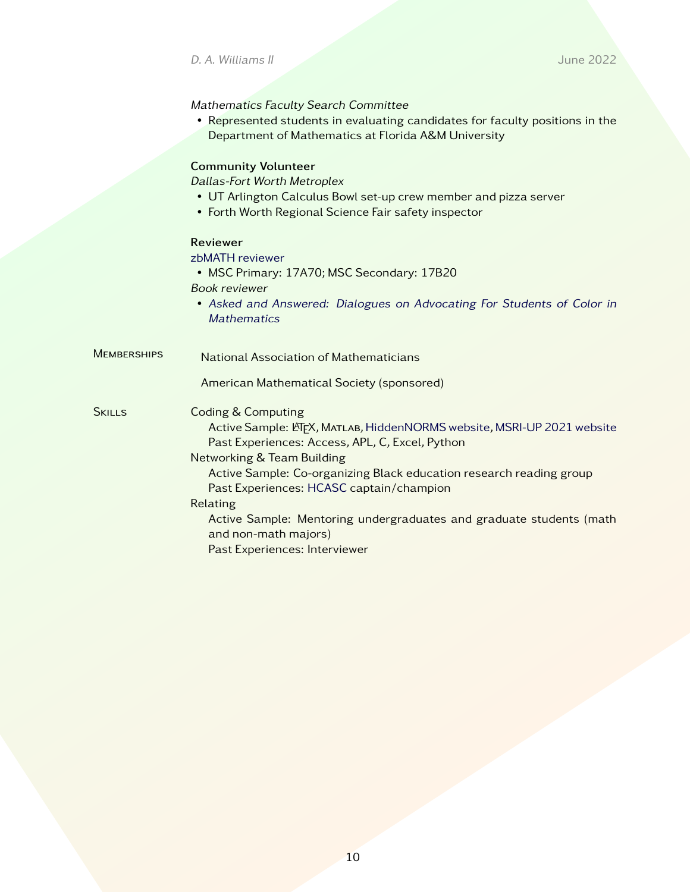*Mathematics Faculty Search Committee*

- Represented students in evaluating candidates for faculty positions in the Department of Mathematics at Florida A&M University

**Community Volunteer**

*Dallas-Fort Worth Metroplex*

- UT Arlington Calculus Bowl set-up crew member and pizza server
- Forth Worth Regional Science Fair safety inspector

**Reviewer**

zbMATH reviewer

- MSC Primary: 17A70; MSC Secondary: 17B20

*Book reviewer*

- *Asked and Answered: Dialogues on Advocating For Students of Color in Mathematics*

## Memberships

National Association of Mathematicians

American Mathematical Society (sponsored)

## Skills

Coding & Computing

Active Sample: LaTeX, Matlab, HiddenNORMS website, MSRI-UP 2021 website

Past Experiences: Access, APL, C, Excel, Python

Networking & Team Building

Active Sample: Co-organizing Black education research reading group

Past Experiences: HCASC captain/champion

Relating

Active Sample: Mentoring undergraduates and graduate students (math and non-math majors)

Past Experiences: Interviewer